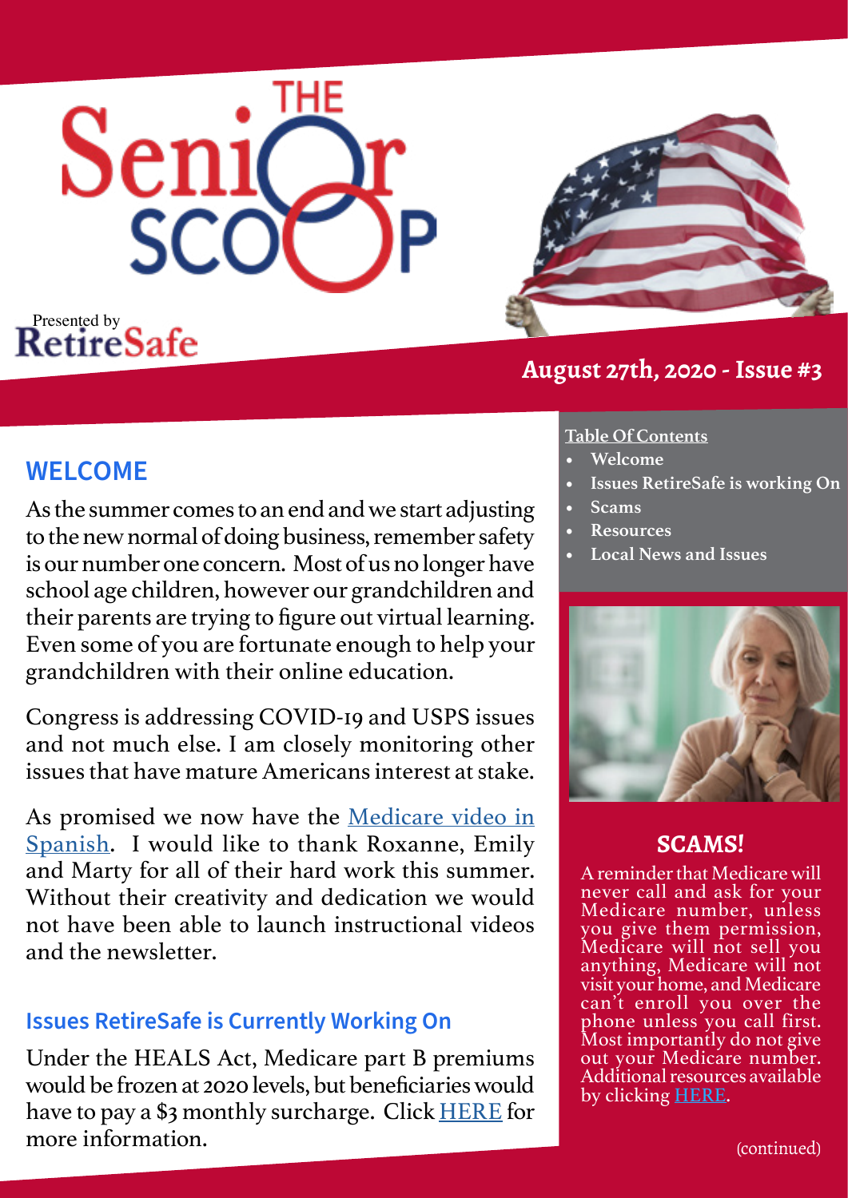# THE Senior SCOOP

Presented by RetireSafe

**August 27th, 2020 - Issue #3**

**Table Of Contents**

- **Welcome**
- **Issues RetireSafe is working On**
- **Scams**
- **Resources**
- **Local News and Issues**

## WELCOME

As the summer comes to an end and we start adjusting to the new normal of doing business, remember safety is our number one concern. Most of us no longer have school age children, however our grandchildren and their parents are trying to figure out virtual learning. Even some of you are fortunate enough to help your grandchildren with their online education.

Congress is addressing COVID-19 and USPS issues and not much else. I am closely monitoring other issues that have mature Americans interest at stake.

As promised we now have the Medicare video in Spanish. I would like to thank Roxanne, Emily and Marty for all of their hard work this summer. Without their creativity and dedication we would not have been able to launch instructional videos and the newsletter.

### Issues RetireSafe is Currently Working On

Under the HEALS Act, Medicare part B premiums would be frozen at 2020 levels, but beneficiaries would have to pay a $3 monthly surcharge. Click HERE for more information.

## SCAMS!

A reminder that Medicare will never call and ask for your Medicare number, unless you give them permission, Medicare will not sell you anything, Medicare will not visit your home, and Medicare can't enroll you over the phone unless you call first. Most importantly do not give out your Medicare number. Additional resources available by clicking HERE.

(continued)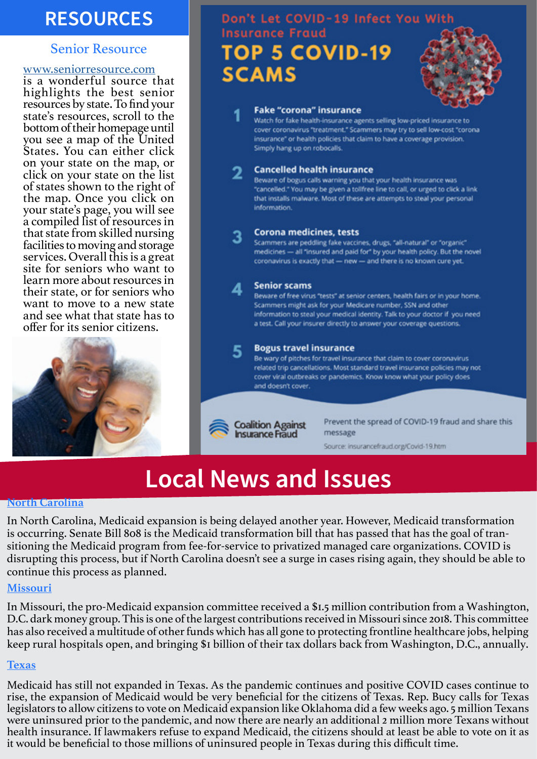# RESOURCES

## Senior Resource

www.seniorresource.com is a wonderful source that highlights the best senior resources by state. To find your state's resources, scroll to the bottom of their homepage until you see a map of the United States. You can either click on your state on the map, or click on your state on the list of states shown to the right of the map. Once you click on your state's page, you will see a compiled list of resources in that state from skilled nursing facilities to moving and storage services. Overall this is a great site for seniors who want to learn more about resources in their state, or for seniors who want to move to a new state and see what that state has to offer for its senior citizens.

Don't Let COVID-19 Infect You With Insurance Fraud

## TOP 5 COVID-19 SCAMS

1. **Fake "corona" insurance**
   Watch for fake health-insurance agents selling low-priced insurance to cover coronavirus "treatment." Scammers may try to sell low-cost "corona insurance" or health policies that claim to have a coverage provision. Simply hang up on robocalls.

2. **Cancelled health insurance**
   Beware of bogus calls warning you that your health insurance was "cancelled." You may be given a tollfree line to call, or urged to click a link that installs malware. Most of these are attempts to steal your personal information.

3. **Corona medicines, tests**
   Scammers are peddling fake vaccines, drugs, "all-natural" or "organic" medicines — all "insured and paid for" by your health policy. But the novel coronavirus is exactly that — new — and there is no known cure yet.

4. **Senior scams**
   Beware of free virus "tests" at senior centers, health fairs or in your home. Scammers might ask for your Medicare number, SSN and other information to steal your medical identity. Talk to your doctor if you need a test. Call your insurer directly to answer your coverage questions.

5. **Bogus travel insurance**
   Be wary of pitches for travel insurance that claim to cover coronavirus related trip cancellations. Most standard travel insurance policies may not cover viral outbreaks or pandemics. Know know what your policy does and doesn't cover.

Coalition Against Insurance Fraud

Prevent the spread of COVID-19 fraud and share this message

Source: insurancefraud.org/Covid-19.htm

# Local News and Issues

### North Carolina

In North Carolina, Medicaid expansion is being delayed another year. However, Medicaid transformation is occurring. Senate Bill 808 is the Medicaid transformation bill that has passed that has the goal of transitioning the Medicaid program from fee-for-service to privatized managed care organizations. COVID is disrupting this process, but if North Carolina doesn't see a surge in cases rising again, they should be able to continue this process as planned.

### Missouri

In Missouri, the pro-Medicaid expansion committee received a $1.5 million contribution from a Washington, D.C. dark money group. This is one of the largest contributions received in Missouri since 2018. This committee has also received a multitude of other funds which has all gone to protecting frontline healthcare jobs, helping keep rural hospitals open, and bringing $1 billion of their tax dollars back from Washington, D.C., annually.

### Texas

Medicaid has still not expanded in Texas. As the pandemic continues and positive COVID cases continue to rise, the expansion of Medicaid would be very beneficial for the citizens of Texas. Rep. Bucy calls for Texas legislators to allow citizens to vote on Medicaid expansion like Oklahoma did a few weeks ago. 5 million Texans were uninsured prior to the pandemic, and now there are nearly an additional 2 million more Texans without health insurance. If lawmakers refuse to expand Medicaid, the citizens should at least be able to vote on it as it would be beneficial to those millions of uninsured people in Texas during this difficult time.